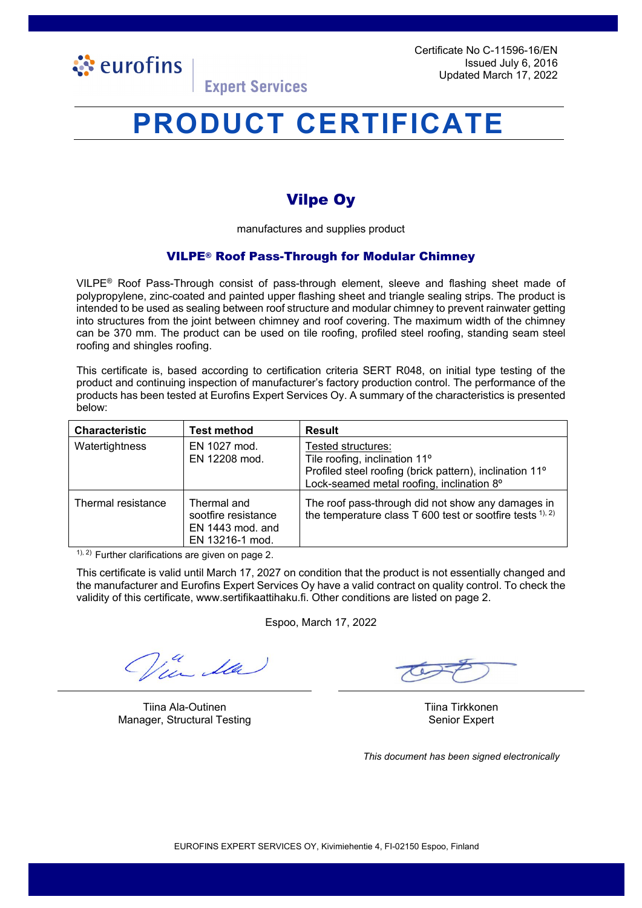eurofins | Expert Services

Certificate No C-11596-16/EN
Issued July 6, 2016
Updated March 17, 2022

# PRODUCT CERTIFICATE

## Vilpe Oy

manufactures and supplies product

### VILPE® Roof Pass-Through for Modular Chimney

VILPE® Roof Pass-Through consist of pass-through element, sleeve and flashing sheet made of polypropylene, zinc-coated and painted upper flashing sheet and triangle sealing strips. The product is intended to be used as sealing between roof structure and modular chimney to prevent rainwater getting into structures from the joint between chimney and roof covering. The maximum width of the chimney can be 370 mm. The product can be used on tile roofing, profiled steel roofing, standing seam steel roofing and shingles roofing.

This certificate is, based according to certification criteria SERT R048, on initial type testing of the product and continuing inspection of manufacturer's factory production control. The performance of the products has been tested at Eurofins Expert Services Oy. A summary of the characteristics is presented below:

| Characteristic | Test method | Result |
|---|---|---|
| Watertightness | EN 1027 mod.<br>EN 12208 mod. | Tested structures:<br>Tile roofing, inclination 11º<br>Profiled steel roofing (brick pattern), inclination 11º<br>Lock-seamed metal roofing, inclination 8º |
| Thermal resistance | Thermal and sootfire resistance EN 1443 mod. and EN 13216-1 mod. | The roof pass-through did not show any damages in the temperature class T 600 test or sootfire tests [1), 2)] |

[1), 2)] Further clarifications are given on page 2.

This certificate is valid until March 17, 2027 on condition that the product is not essentially changed and the manufacturer and Eurofins Expert Services Oy have a valid contract on quality control. To check the validity of this certificate, www.sertifikaattihaku.fi. Other conditions are listed on page 2.

Espoo, March 17, 2022

Tiina Ala-Outinen
Manager, Structural Testing

Tiina Tirkkonen
Senior Expert

*This document has been signed electronically*

EUROFINS EXPERT SERVICES OY, Kivimiehentie 4, FI-02150 Espoo, Finland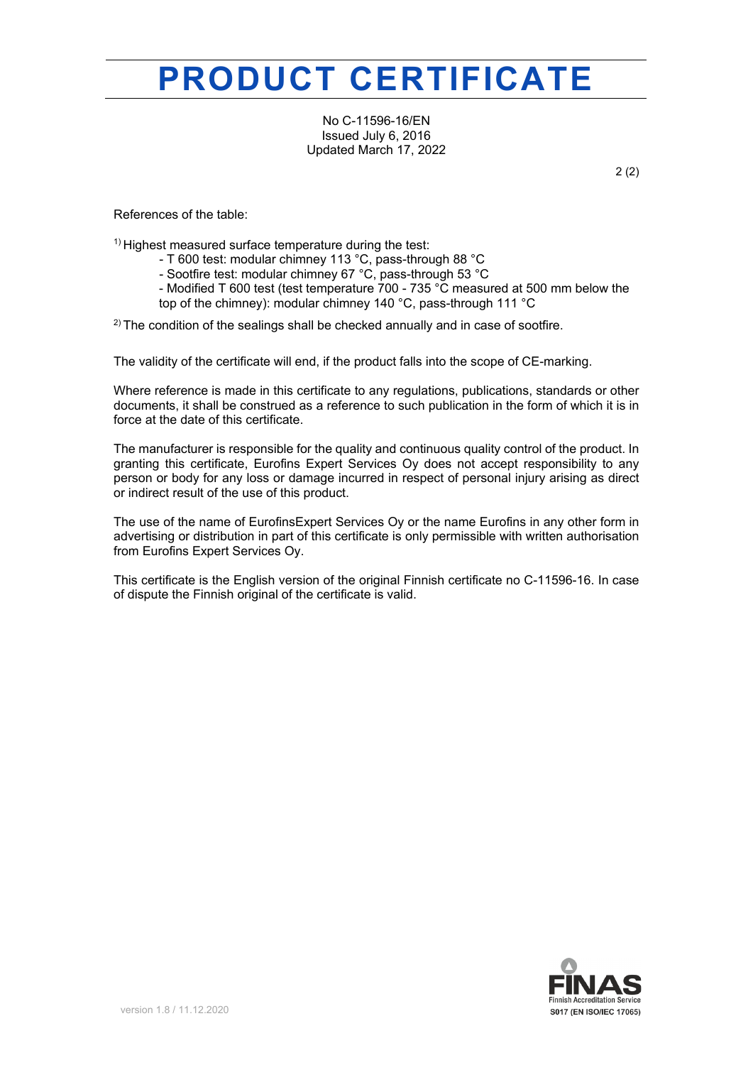# PRODUCT CERTIFICATE

No C-11596-16/EN
Issued July 6, 2016
Updated March 17, 2022

References of the table:

[1] Highest measured surface temperature during the test:

- T 600 test: modular chimney 113 °C, pass-through 88 °C
- Sootfire test: modular chimney 67 °C, pass-through 53 °C
- Modified T 600 test (test temperature 700 - 735 °C measured at 500 mm below the top of the chimney): modular chimney 140 °C, pass-through 111 °C

[2] The condition of the sealings shall be checked annually and in case of sootfire.

The validity of the certificate will end, if the product falls into the scope of CE-marking.

Where reference is made in this certificate to any regulations, publications, standards or other documents, it shall be construed as a reference to such publication in the form of which it is in force at the date of this certificate.

The manufacturer is responsible for the quality and continuous quality control of the product. In granting this certificate, Eurofins Expert Services Oy does not accept responsibility to any person or body for any loss or damage incurred in respect of personal injury arising as direct or indirect result of the use of this product.

The use of the name of EurofinsExpert Services Oy or the name Eurofins in any other form in advertising or distribution in part of this certificate is only permissible with written authorisation from Eurofins Expert Services Oy.

This certificate is the English version of the original Finnish certificate no C-11596-16. In case of dispute the Finnish original of the certificate is valid.

version 1.8 / 11.12.2020

FINAS
Finnish Accreditation Service
S017 (EN ISO/IEC 17065)